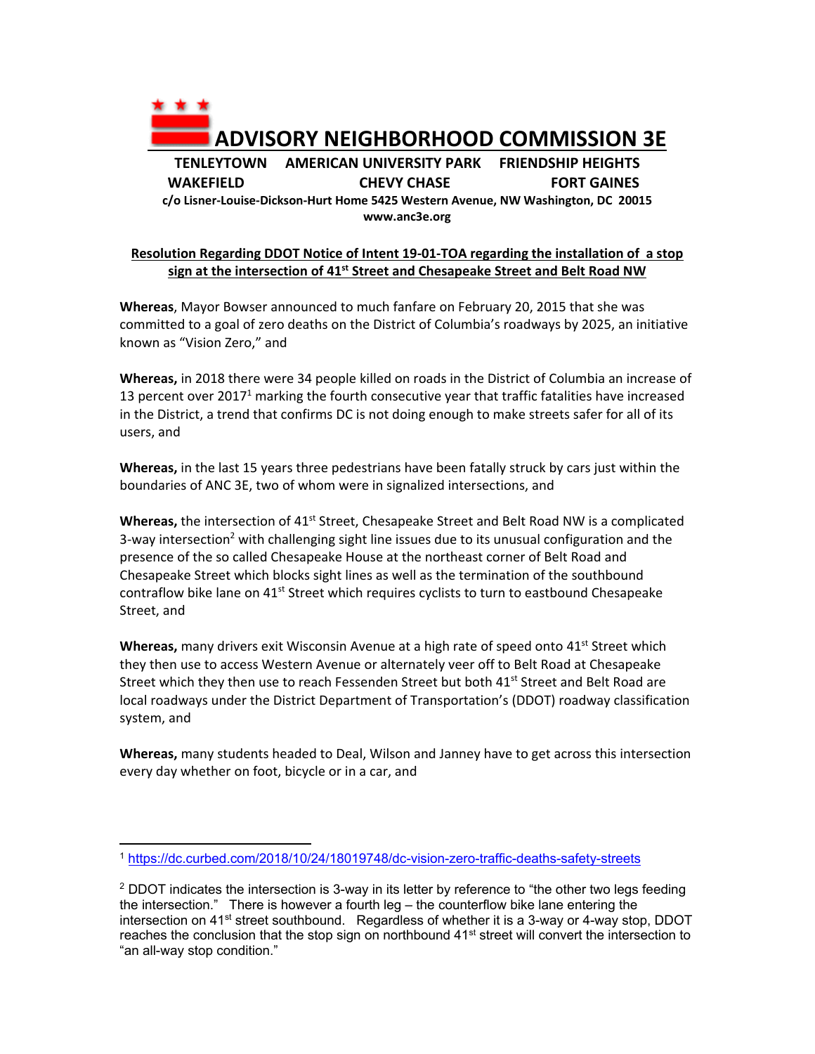# ADVISORY NEIGHBORHOOD COMMISSION 3E

**TENLEYTOWN AMERICAN UNIVERSITY PARK FRIENDSHIP HEIGHTS**
**WAKEFIELD CHEVY CHASE FORT GAINES**

**c/o Lisner-Louise-Dickson-Hurt Home 5425 Western Avenue, NW Washington, DC 20015**
**www.anc3e.org**

## Resolution Regarding DDOT Notice of Intent 19-01-TOA regarding the installation of a stop sign at the intersection of 41st Street and Chesapeake Street and Belt Road NW

**Whereas**, Mayor Bowser announced to much fanfare on February 20, 2015 that she was committed to a goal of zero deaths on the District of Columbia's roadways by 2025, an initiative known as "Vision Zero," and

**Whereas,** in 2018 there were 34 people killed on roads in the District of Columbia an increase of 13 percent over 2017[1] marking the fourth consecutive year that traffic fatalities have increased in the District, a trend that confirms DC is not doing enough to make streets safer for all of its users, and

**Whereas,** in the last 15 years three pedestrians have been fatally struck by cars just within the boundaries of ANC 3E, two of whom were in signalized intersections, and

**Whereas,** the intersection of 41st Street, Chesapeake Street and Belt Road NW is a complicated 3-way intersection[2] with challenging sight line issues due to its unusual configuration and the presence of the so called Chesapeake House at the northeast corner of Belt Road and Chesapeake Street which blocks sight lines as well as the termination of the southbound contraflow bike lane on 41st Street which requires cyclists to turn to eastbound Chesapeake Street, and

**Whereas,** many drivers exit Wisconsin Avenue at a high rate of speed onto 41st Street which they then use to access Western Avenue or alternately veer off to Belt Road at Chesapeake Street which they then use to reach Fessenden Street but both 41st Street and Belt Road are local roadways under the District Department of Transportation's (DDOT) roadway classification system, and

**Whereas,** many students headed to Deal, Wilson and Janney have to get across this intersection every day whether on foot, bicycle or in a car, and

---

[1] https://dc.curbed.com/2018/10/24/18019748/dc-vision-zero-traffic-deaths-safety-streets

[2] DDOT indicates the intersection is 3-way in its letter by reference to "the other two legs feeding the intersection." There is however a fourth leg – the counterflow bike lane entering the intersection on 41st street southbound. Regardless of whether it is a 3-way or 4-way stop, DDOT reaches the conclusion that the stop sign on northbound 41st street will convert the intersection to "an all-way stop condition."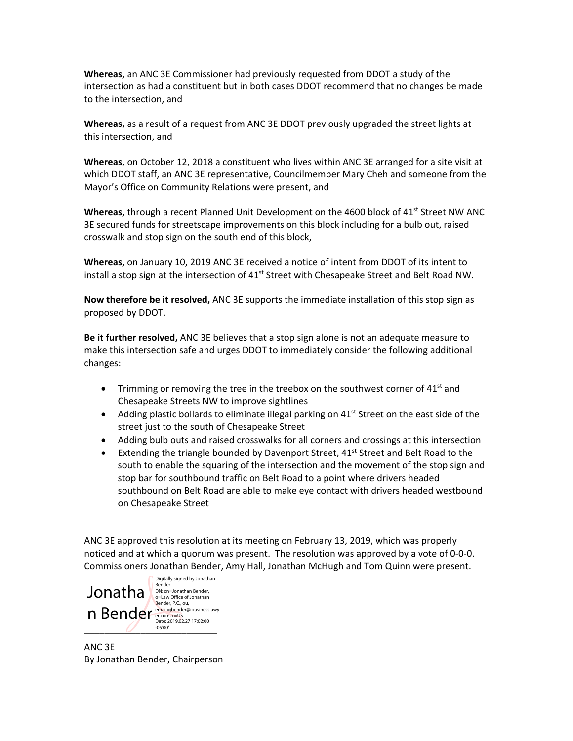**Whereas,** an ANC 3E Commissioner had previously requested from DDOT a study of the intersection as had a constituent but in both cases DDOT recommend that no changes be made to the intersection, and

**Whereas,** as a result of a request from ANC 3E DDOT previously upgraded the street lights at this intersection, and

**Whereas,** on October 12, 2018 a constituent who lives within ANC 3E arranged for a site visit at which DDOT staff, an ANC 3E representative, Councilmember Mary Cheh and someone from the Mayor's Office on Community Relations were present, and

**Whereas,** through a recent Planned Unit Development on the 4600 block of 41st Street NW ANC 3E secured funds for streetscape improvements on this block including for a bulb out, raised crosswalk and stop sign on the south end of this block,

**Whereas,** on January 10, 2019 ANC 3E received a notice of intent from DDOT of its intent to install a stop sign at the intersection of 41st Street with Chesapeake Street and Belt Road NW.

**Now therefore be it resolved,** ANC 3E supports the immediate installation of this stop sign as proposed by DDOT.

**Be it further resolved,** ANC 3E believes that a stop sign alone is not an adequate measure to make this intersection safe and urges DDOT to immediately consider the following additional changes:

- Trimming or removing the tree in the treebox on the southwest corner of 41st and Chesapeake Streets NW to improve sightlines
- Adding plastic bollards to eliminate illegal parking on 41st Street on the east side of the street just to the south of Chesapeake Street
- Adding bulb outs and raised crosswalks for all corners and crossings at this intersection
- Extending the triangle bounded by Davenport Street, 41st Street and Belt Road to the south to enable the squaring of the intersection and the movement of the stop sign and stop bar for southbound traffic on Belt Road to a point where drivers headed southbound on Belt Road are able to make eye contact with drivers headed westbound on Chesapeake Street

ANC 3E approved this resolution at its meeting on February 13, 2019, which was properly noticed and at which a quorum was present. The resolution was approved by a vote of 0-0-0. Commissioners Jonathan Bender, Amy Hall, Jonathan McHugh and Tom Quinn were present.

Jonathan Bender

Digitally signed by Jonathan Bender
DN: cn=Jonathan Bender, o=Law Office of Jonathan Bender, P.C., ou, email=jbender@ibusinesslawyer.com, c=US
Date: 2019.02.27 17:02:00 -05'00'

ANC 3E
By Jonathan Bender, Chairperson